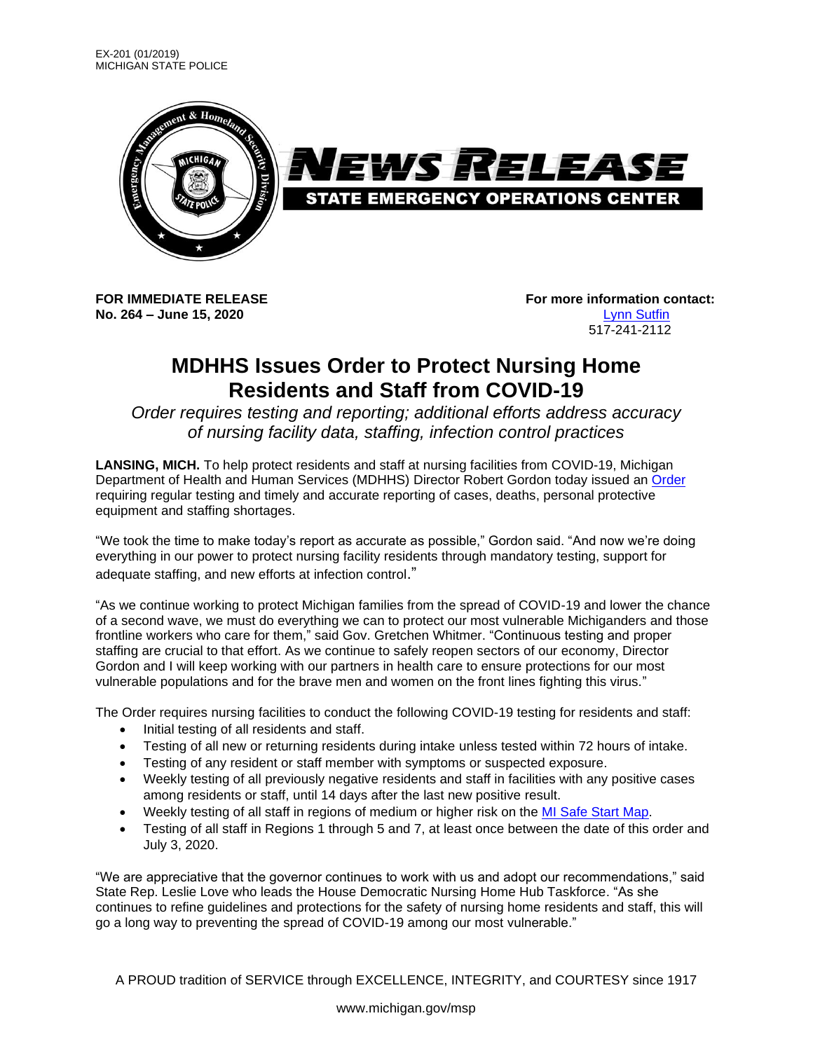EX-201 (01/2019)
MICHIGAN STATE POLICE

NEWS RELEASE
STATE EMERGENCY OPERATIONS CENTER

**FOR IMMEDIATE RELEASE**
**No. 264 – June 15, 2020**

**For more information contact:**
Lynn Sutfin
517-241-2112

# MDHHS Issues Order to Protect Nursing Home Residents and Staff from COVID-19

*Order requires testing and reporting; additional efforts address accuracy of nursing facility data, staffing, infection control practices*

**LANSING, MICH.** To help protect residents and staff at nursing facilities from COVID-19, Michigan Department of Health and Human Services (MDHHS) Director Robert Gordon today issued an Order requiring regular testing and timely and accurate reporting of cases, deaths, personal protective equipment and staffing shortages.

"We took the time to make today's report as accurate as possible," Gordon said. "And now we're doing everything in our power to protect nursing facility residents through mandatory testing, support for adequate staffing, and new efforts at infection control."

"As we continue working to protect Michigan families from the spread of COVID-19 and lower the chance of a second wave, we must do everything we can to protect our most vulnerable Michiganders and those frontline workers who care for them," said Gov. Gretchen Whitmer. "Continuous testing and proper staffing are crucial to that effort. As we continue to safely reopen sectors of our economy, Director Gordon and I will keep working with our partners in health care to ensure protections for our most vulnerable populations and for the brave men and women on the front lines fighting this virus."

The Order requires nursing facilities to conduct the following COVID-19 testing for residents and staff:

- Initial testing of all residents and staff.
- Testing of all new or returning residents during intake unless tested within 72 hours of intake.
- Testing of any resident or staff member with symptoms or suspected exposure.
- Weekly testing of all previously negative residents and staff in facilities with any positive cases among residents or staff, until 14 days after the last new positive result.
- Weekly testing of all staff in regions of medium or higher risk on the MI Safe Start Map.
- Testing of all staff in Regions 1 through 5 and 7, at least once between the date of this order and July 3, 2020.

"We are appreciative that the governor continues to work with us and adopt our recommendations," said State Rep. Leslie Love who leads the House Democratic Nursing Home Hub Taskforce. "As she continues to refine guidelines and protections for the safety of nursing home residents and staff, this will go a long way to preventing the spread of COVID-19 among our most vulnerable."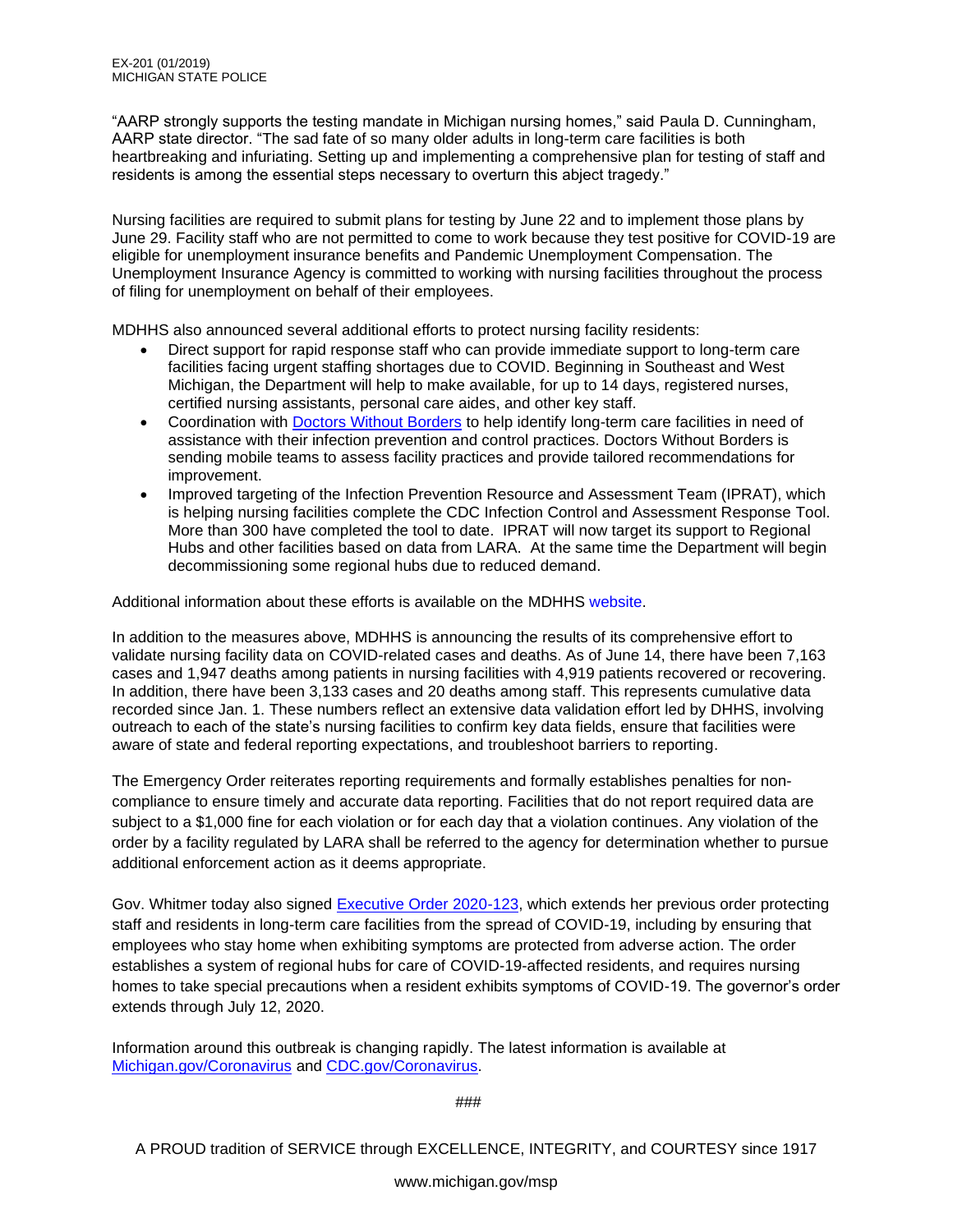"AARP strongly supports the testing mandate in Michigan nursing homes," said Paula D. Cunningham, AARP state director. "The sad fate of so many older adults in long-term care facilities is both heartbreaking and infuriating. Setting up and implementing a comprehensive plan for testing of staff and residents is among the essential steps necessary to overturn this abject tragedy."

Nursing facilities are required to submit plans for testing by June 22 and to implement those plans by June 29. Facility staff who are not permitted to come to work because they test positive for COVID-19 are eligible for unemployment insurance benefits and Pandemic Unemployment Compensation. The Unemployment Insurance Agency is committed to working with nursing facilities throughout the process of filing for unemployment on behalf of their employees.

MDHHS also announced several additional efforts to protect nursing facility residents:

- Direct support for rapid response staff who can provide immediate support to long-term care facilities facing urgent staffing shortages due to COVID. Beginning in Southeast and West Michigan, the Department will help to make available, for up to 14 days, registered nurses, certified nursing assistants, personal care aides, and other key staff.
- Coordination with Doctors Without Borders to help identify long-term care facilities in need of assistance with their infection prevention and control practices. Doctors Without Borders is sending mobile teams to assess facility practices and provide tailored recommendations for improvement.
- Improved targeting of the Infection Prevention Resource and Assessment Team (IPRAT), which is helping nursing facilities complete the CDC Infection Control and Assessment Response Tool. More than 300 have completed the tool to date. IPRAT will now target its support to Regional Hubs and other facilities based on data from LARA. At the same time the Department will begin decommissioning some regional hubs due to reduced demand.

Additional information about these efforts is available on the MDHHS website.

In addition to the measures above, MDHHS is announcing the results of its comprehensive effort to validate nursing facility data on COVID-related cases and deaths. As of June 14, there have been 7,163 cases and 1,947 deaths among patients in nursing facilities with 4,919 patients recovered or recovering. In addition, there have been 3,133 cases and 20 deaths among staff. This represents cumulative data recorded since Jan. 1. These numbers reflect an extensive data validation effort led by DHHS, involving outreach to each of the state's nursing facilities to confirm key data fields, ensure that facilities were aware of state and federal reporting expectations, and troubleshoot barriers to reporting.

The Emergency Order reiterates reporting requirements and formally establishes penalties for non-compliance to ensure timely and accurate data reporting. Facilities that do not report required data are subject to a $1,000 fine for each violation or for each day that a violation continues. Any violation of the order by a facility regulated by LARA shall be referred to the agency for determination whether to pursue additional enforcement action as it deems appropriate.

Gov. Whitmer today also signed Executive Order 2020-123, which extends her previous order protecting staff and residents in long-term care facilities from the spread of COVID-19, including by ensuring that employees who stay home when exhibiting symptoms are protected from adverse action. The order establishes a system of regional hubs for care of COVID-19-affected residents, and requires nursing homes to take special precautions when a resident exhibits symptoms of COVID-19. The governor's order extends through July 12, 2020.

Information around this outbreak is changing rapidly. The latest information is available at Michigan.gov/Coronavirus and CDC.gov/Coronavirus.

###